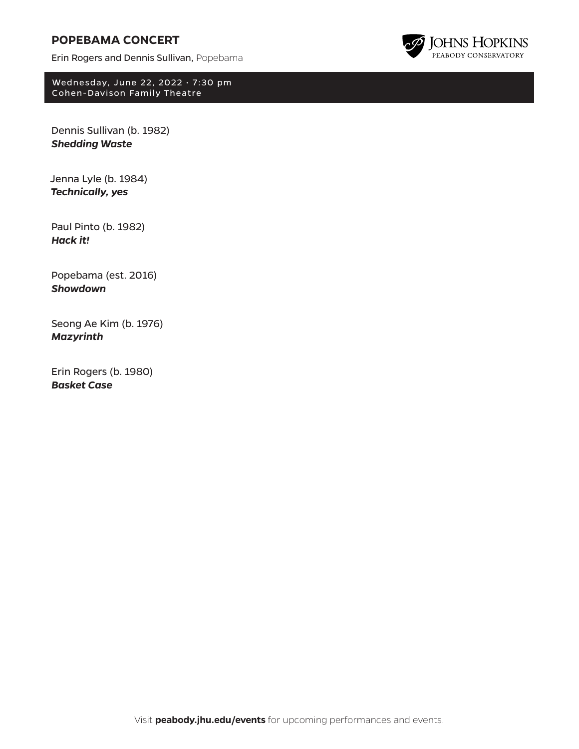# POPEBAMA CONCERT

Erin Rogers and Dennis Sullivan, Popebama

JOHNS HOPKINS
PEABODY CONSERVATORY

Wednesday, June 22, 2022 · 7:30 pm
Cohen-Davison Family Theatre

Dennis Sullivan (b. 1982)
***Shedding Waste***

Jenna Lyle (b. 1984)
***Technically, yes***

Paul Pinto (b. 1982)
***Hack it!***

Popebama (est. 2016)
***Showdown***

Seong Ae Kim (b. 1976)
***Mazyrinth***

Erin Rogers (b. 1980)
***Basket Case***

Visit **peabody.jhu.edu/events** for upcoming performances and events.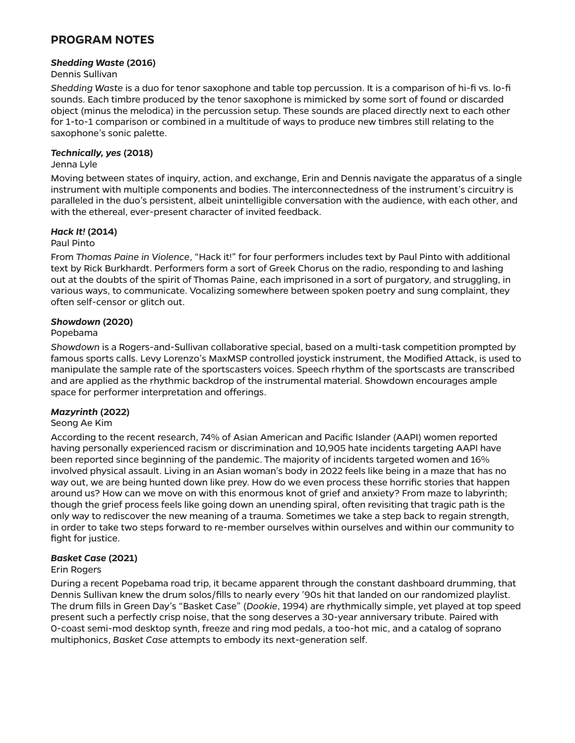## PROGRAM NOTES

***Shedding Waste* (2016)**
Dennis Sullivan

*Shedding Waste* is a duo for tenor saxophone and table top percussion. It is a comparison of hi-fi vs. lo-fi sounds. Each timbre produced by the tenor saxophone is mimicked by some sort of found or discarded object (minus the melodica) in the percussion setup. These sounds are placed directly next to each other for 1-to-1 comparison or combined in a multitude of ways to produce new timbres still relating to the saxophone's sonic palette.

***Technically, yes* (2018)**
Jenna Lyle

Moving between states of inquiry, action, and exchange, Erin and Dennis navigate the apparatus of a single instrument with multiple components and bodies. The interconnectedness of the instrument's circuitry is paralleled in the duo's persistent, albeit unintelligible conversation with the audience, with each other, and with the ethereal, ever-present character of invited feedback.

***Hack It!* (2014)**
Paul Pinto

From *Thomas Paine in Violence*, "Hack it!" for four performers includes text by Paul Pinto with additional text by Rick Burkhardt. Performers form a sort of Greek Chorus on the radio, responding to and lashing out at the doubts of the spirit of Thomas Paine, each imprisoned in a sort of purgatory, and struggling, in various ways, to communicate. Vocalizing somewhere between spoken poetry and sung complaint, they often self-censor or glitch out.

***Showdown* (2020)**
Popebama

*Showdown* is a Rogers-and-Sullivan collaborative special, based on a multi-task competition prompted by famous sports calls. Levy Lorenzo's MaxMSP controlled joystick instrument, the Modified Attack, is used to manipulate the sample rate of the sportscasters voices. Speech rhythm of the sportscasts are transcribed and are applied as the rhythmic backdrop of the instrumental material. Showdown encourages ample space for performer interpretation and offerings.

***Mazyrinth* (2022)**
Seong Ae Kim

According to the recent research, 74% of Asian American and Pacific Islander (AAPI) women reported having personally experienced racism or discrimination and 10,905 hate incidents targeting AAPI have been reported since beginning of the pandemic. The majority of incidents targeted women and 16% involved physical assault. Living in an Asian woman's body in 2022 feels like being in a maze that has no way out, we are being hunted down like prey. How do we even process these horrific stories that happen around us? How can we move on with this enormous knot of grief and anxiety? From maze to labyrinth; though the grief process feels like going down an unending spiral, often revisiting that tragic path is the only way to rediscover the new meaning of a trauma. Sometimes we take a step back to regain strength, in order to take two steps forward to re-member ourselves within ourselves and within our community to fight for justice.

***Basket Case* (2021)**
Erin Rogers

During a recent Popebama road trip, it became apparent through the constant dashboard drumming, that Dennis Sullivan knew the drum solos/fills to nearly every '90s hit that landed on our randomized playlist. The drum fills in Green Day's "Basket Case" (*Dookie*, 1994) are rhythmically simple, yet played at top speed present such a perfectly crisp noise, that the song deserves a 30-year anniversary tribute. Paired with 0-coast semi-mod desktop synth, freeze and ring mod pedals, a too-hot mic, and a catalog of soprano multiphonics, *Basket Case* attempts to embody its next-generation self.